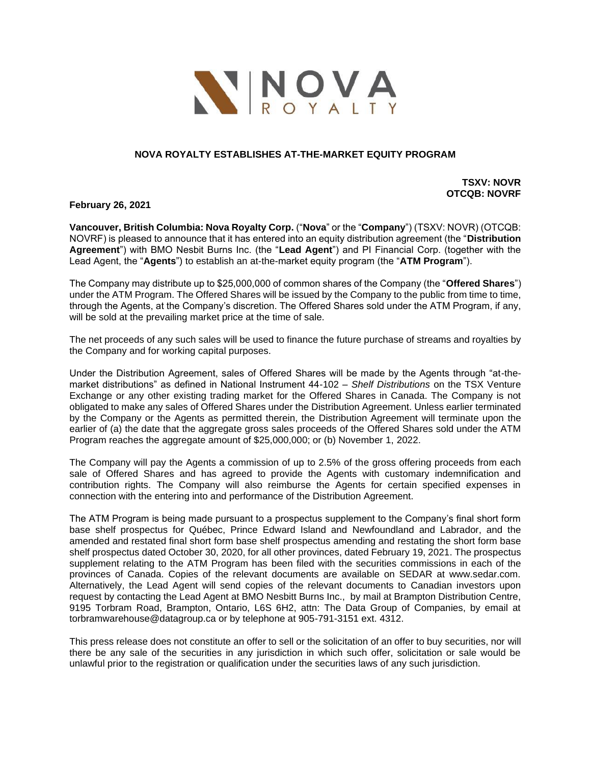NOVA ROYALTY

# NOVA ROYALTY ESTABLISHES AT-THE-MARKET EQUITY PROGRAM

**TSXV: NOVR**
**OTCQB: NOVRF**

**February 26, 2021**

**Vancouver, British Columbia: Nova Royalty Corp.** ("**Nova**" or the "**Company**") (TSXV: NOVR) (OTCQB: NOVRF) is pleased to announce that it has entered into an equity distribution agreement (the "**Distribution Agreement**") with BMO Nesbit Burns Inc. (the "**Lead Agent**") and PI Financial Corp. (together with the Lead Agent, the "**Agents**") to establish an at-the-market equity program (the "**ATM Program**").

The Company may distribute up to $25,000,000 of common shares of the Company (the "**Offered Shares**") under the ATM Program. The Offered Shares will be issued by the Company to the public from time to time, through the Agents, at the Company's discretion. The Offered Shares sold under the ATM Program, if any, will be sold at the prevailing market price at the time of sale.

The net proceeds of any such sales will be used to finance the future purchase of streams and royalties by the Company and for working capital purposes.

Under the Distribution Agreement, sales of Offered Shares will be made by the Agents through "at-the-market distributions" as defined in National Instrument 44-102 – *Shelf Distributions* on the TSX Venture Exchange or any other existing trading market for the Offered Shares in Canada. The Company is not obligated to make any sales of Offered Shares under the Distribution Agreement. Unless earlier terminated by the Company or the Agents as permitted therein, the Distribution Agreement will terminate upon the earlier of (a) the date that the aggregate gross sales proceeds of the Offered Shares sold under the ATM Program reaches the aggregate amount of $25,000,000; or (b) November 1, 2022.

The Company will pay the Agents a commission of up to 2.5% of the gross offering proceeds from each sale of Offered Shares and has agreed to provide the Agents with customary indemnification and contribution rights. The Company will also reimburse the Agents for certain specified expenses in connection with the entering into and performance of the Distribution Agreement.

The ATM Program is being made pursuant to a prospectus supplement to the Company's final short form base shelf prospectus for Québec, Prince Edward Island and Newfoundland and Labrador, and the amended and restated final short form base shelf prospectus amending and restating the short form base shelf prospectus dated October 30, 2020, for all other provinces, dated February 19, 2021. The prospectus supplement relating to the ATM Program has been filed with the securities commissions in each of the provinces of Canada. Copies of the relevant documents are available on SEDAR at www.sedar.com. Alternatively, the Lead Agent will send copies of the relevant documents to Canadian investors upon request by contacting the Lead Agent at BMO Nesbitt Burns Inc., by mail at Brampton Distribution Centre, 9195 Torbram Road, Brampton, Ontario, L6S 6H2, attn: The Data Group of Companies, by email at torbramwarehouse@datagroup.ca or by telephone at 905-791-3151 ext. 4312.

This press release does not constitute an offer to sell or the solicitation of an offer to buy securities, nor will there be any sale of the securities in any jurisdiction in which such offer, solicitation or sale would be unlawful prior to the registration or qualification under the securities laws of any such jurisdiction.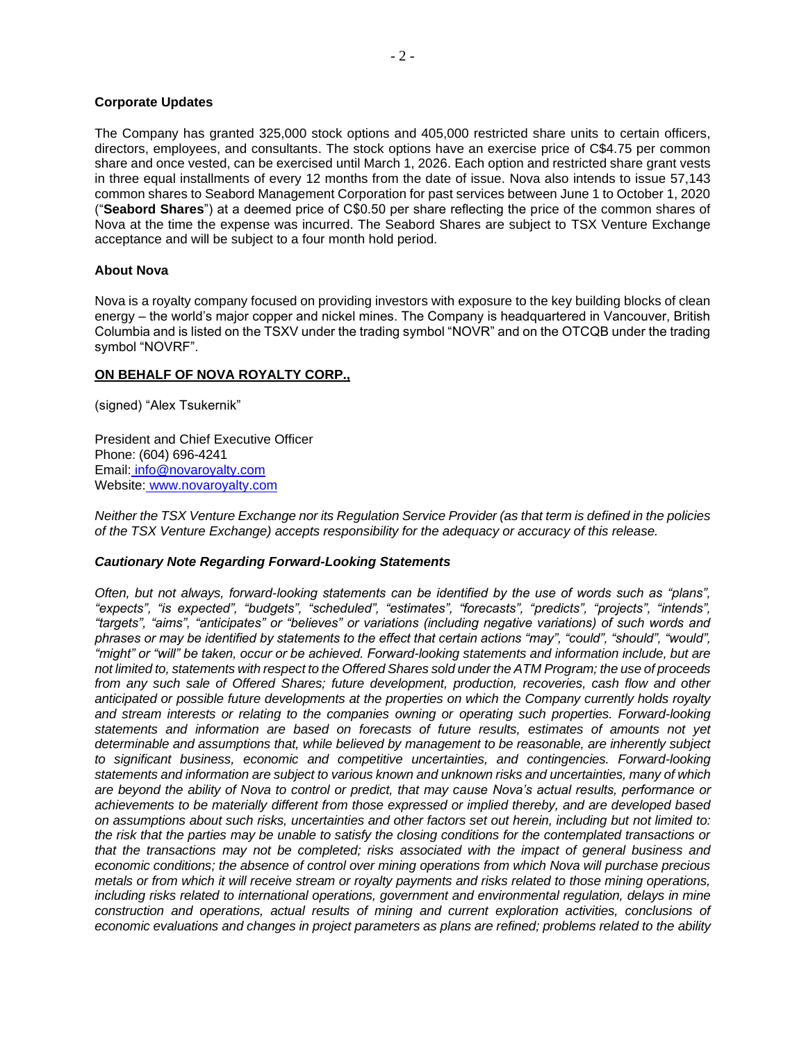**Corporate Updates**

The Company has granted 325,000 stock options and 405,000 restricted share units to certain officers, directors, employees, and consultants. The stock options have an exercise price of C$4.75 per common share and once vested, can be exercised until March 1, 2026. Each option and restricted share grant vests in three equal installments of every 12 months from the date of issue. Nova also intends to issue 57,143 common shares to Seabord Management Corporation for past services between June 1 to October 1, 2020 ("**Seabord Shares**") at a deemed price of C$0.50 per share reflecting the price of the common shares of Nova at the time the expense was incurred. The Seabord Shares are subject to TSX Venture Exchange acceptance and will be subject to a four month hold period.

**About Nova**

Nova is a royalty company focused on providing investors with exposure to the key building blocks of clean energy – the world's major copper and nickel mines. The Company is headquartered in Vancouver, British Columbia and is listed on the TSXV under the trading symbol "NOVR" and on the OTCQB under the trading symbol "NOVRF".

**ON BEHALF OF NOVA ROYALTY CORP.,**

(signed) "Alex Tsukernik"

President and Chief Executive Officer
Phone: (604) 696-4241
Email: info@novaroyalty.com
Website: www.novaroyalty.com

*Neither the TSX Venture Exchange nor its Regulation Service Provider (as that term is defined in the policies of the TSX Venture Exchange) accepts responsibility for the adequacy or accuracy of this release.*

***Cautionary Note Regarding Forward-Looking Statements***

*Often, but not always, forward-looking statements can be identified by the use of words such as "plans", "expects", "is expected", "budgets", "scheduled", "estimates", "forecasts", "predicts", "projects", "intends", "targets", "aims", "anticipates" or "believes" or variations (including negative variations) of such words and phrases or may be identified by statements to the effect that certain actions "may", "could", "should", "would", "might" or "will" be taken, occur or be achieved. Forward-looking statements and information include, but are not limited to, statements with respect to the Offered Shares sold under the ATM Program; the use of proceeds from any such sale of Offered Shares; future development, production, recoveries, cash flow and other anticipated or possible future developments at the properties on which the Company currently holds royalty and stream interests or relating to the companies owning or operating such properties. Forward-looking statements and information are based on forecasts of future results, estimates of amounts not yet determinable and assumptions that, while believed by management to be reasonable, are inherently subject to significant business, economic and competitive uncertainties, and contingencies. Forward-looking statements and information are subject to various known and unknown risks and uncertainties, many of which are beyond the ability of Nova to control or predict, that may cause Nova's actual results, performance or achievements to be materially different from those expressed or implied thereby, and are developed based on assumptions about such risks, uncertainties and other factors set out herein, including but not limited to: the risk that the parties may be unable to satisfy the closing conditions for the contemplated transactions or that the transactions may not be completed; risks associated with the impact of general business and economic conditions; the absence of control over mining operations from which Nova will purchase precious metals or from which it will receive stream or royalty payments and risks related to those mining operations, including risks related to international operations, government and environmental regulation, delays in mine construction and operations, actual results of mining and current exploration activities, conclusions of economic evaluations and changes in project parameters as plans are refined; problems related to the ability*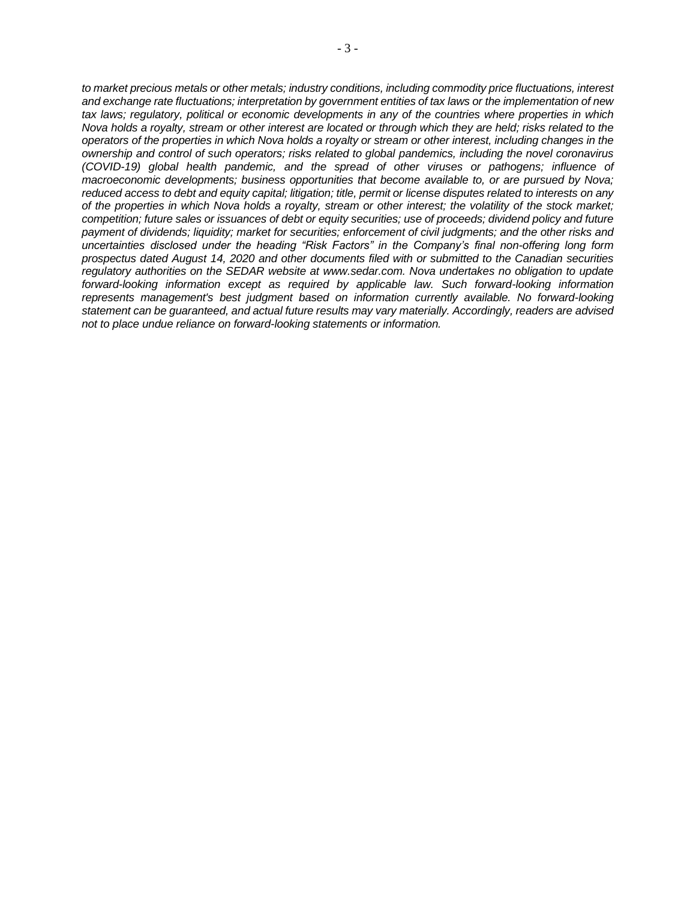*to market precious metals or other metals; industry conditions, including commodity price fluctuations, interest and exchange rate fluctuations; interpretation by government entities of tax laws or the implementation of new tax laws; regulatory, political or economic developments in any of the countries where properties in which Nova holds a royalty, stream or other interest are located or through which they are held; risks related to the operators of the properties in which Nova holds a royalty or stream or other interest, including changes in the ownership and control of such operators; risks related to global pandemics, including the novel coronavirus (COVID-19) global health pandemic, and the spread of other viruses or pathogens; influence of macroeconomic developments; business opportunities that become available to, or are pursued by Nova; reduced access to debt and equity capital; litigation; title, permit or license disputes related to interests on any of the properties in which Nova holds a royalty, stream or other interest; the volatility of the stock market; competition; future sales or issuances of debt or equity securities; use of proceeds; dividend policy and future payment of dividends; liquidity; market for securities; enforcement of civil judgments; and the other risks and uncertainties disclosed under the heading "Risk Factors" in the Company's final non-offering long form prospectus dated August 14, 2020 and other documents filed with or submitted to the Canadian securities regulatory authorities on the SEDAR website at www.sedar.com. Nova undertakes no obligation to update forward-looking information except as required by applicable law. Such forward-looking information represents management's best judgment based on information currently available. No forward-looking statement can be guaranteed, and actual future results may vary materially. Accordingly, readers are advised not to place undue reliance on forward-looking statements or information.*